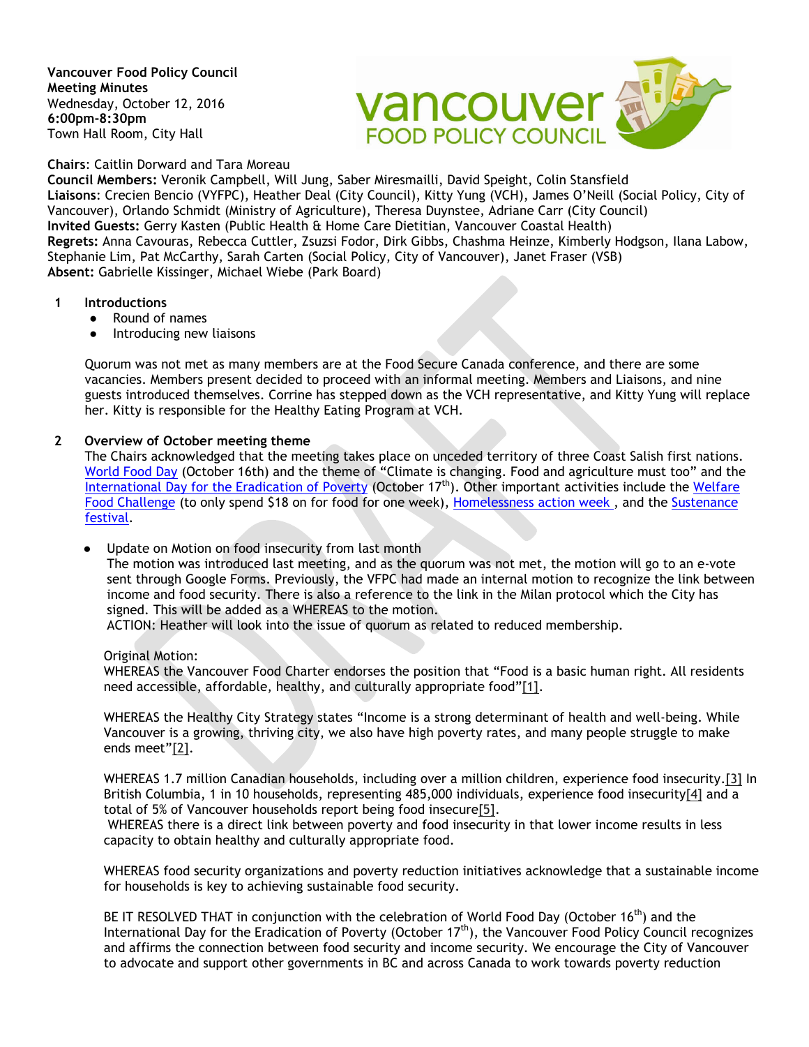**Vancouver Food Policy Council**
**Meeting Minutes**
Wednesday, October 12, 2016
**6:00pm-8:30pm**
Town Hall Room, City Hall

**Chairs**: Caitlin Dorward and Tara Moreau
**Council Members:** Veronik Campbell, Will Jung, Saber Miresmailli, David Speight, Colin Stansfield
**Liaisons**: Crecien Bencio (VYFPC), Heather Deal (City Council), Kitty Yung (VCH), James O'Neill (Social Policy, City of Vancouver), Orlando Schmidt (Ministry of Agriculture), Theresa Duynstee, Adriane Carr (City Council)
**Invited Guests:** Gerry Kasten (Public Health & Home Care Dietitian, Vancouver Coastal Health)
**Regrets:** Anna Cavouras, Rebecca Cuttler, Zsuzsi Fodor, Dirk Gibbs, Chashma Heinze, Kimberly Hodgson, Ilana Labow, Stephanie Lim, Pat McCarthy, Sarah Carten (Social Policy, City of Vancouver), Janet Fraser (VSB)
**Absent:** Gabrielle Kissinger, Michael Wiebe (Park Board)

## 1 Introductions

- Round of names
- Introducing new liaisons

Quorum was not met as many members are at the Food Secure Canada conference, and there are some vacancies. Members present decided to proceed with an informal meeting. Members and Liaisons, and nine guests introduced themselves. Corrine has stepped down as the VCH representative, and Kitty Yung will replace her. Kitty is responsible for the Healthy Eating Program at VCH.

## 2 Overview of October meeting theme

The Chairs acknowledged that the meeting takes place on unceded territory of three Coast Salish first nations. World Food Day (October 16th) and the theme of "Climate is changing. Food and agriculture must too" and the International Day for the Eradication of Poverty (October 17th). Other important activities include the Welfare Food Challenge (to only spend $18 on for food for one week), Homelessness action week , and the Sustenance festival.

- Update on Motion on food insecurity from last month
  The motion was introduced last meeting, and as the quorum was not met, the motion will go to an e-vote sent through Google Forms. Previously, the VFPC had made an internal motion to recognize the link between income and food security. There is also a reference to the link in the Milan protocol which the City has signed. This will be added as a WHEREAS to the motion.
  ACTION: Heather will look into the issue of quorum as related to reduced membership.

  Original Motion:
  WHEREAS the Vancouver Food Charter endorses the position that "Food is a basic human right. All residents need accessible, affordable, healthy, and culturally appropriate food"[1].

  WHEREAS the Healthy City Strategy states "Income is a strong determinant of health and well-being. While Vancouver is a growing, thriving city, we also have high poverty rates, and many people struggle to make ends meet"[2].

  WHEREAS 1.7 million Canadian households, including over a million children, experience food insecurity.[3] In British Columbia, 1 in 10 households, representing 485,000 individuals, experience food insecurity[4] and a total of 5% of Vancouver households report being food insecure[5].
  WHEREAS there is a direct link between poverty and food insecurity in that lower income results in less capacity to obtain healthy and culturally appropriate food.

  WHEREAS food security organizations and poverty reduction initiatives acknowledge that a sustainable income for households is key to achieving sustainable food security.

  BE IT RESOLVED THAT in conjunction with the celebration of World Food Day (October 16th) and the International Day for the Eradication of Poverty (October 17th), the Vancouver Food Policy Council recognizes and affirms the connection between food security and income security. We encourage the City of Vancouver to advocate and support other governments in BC and across Canada to work towards poverty reduction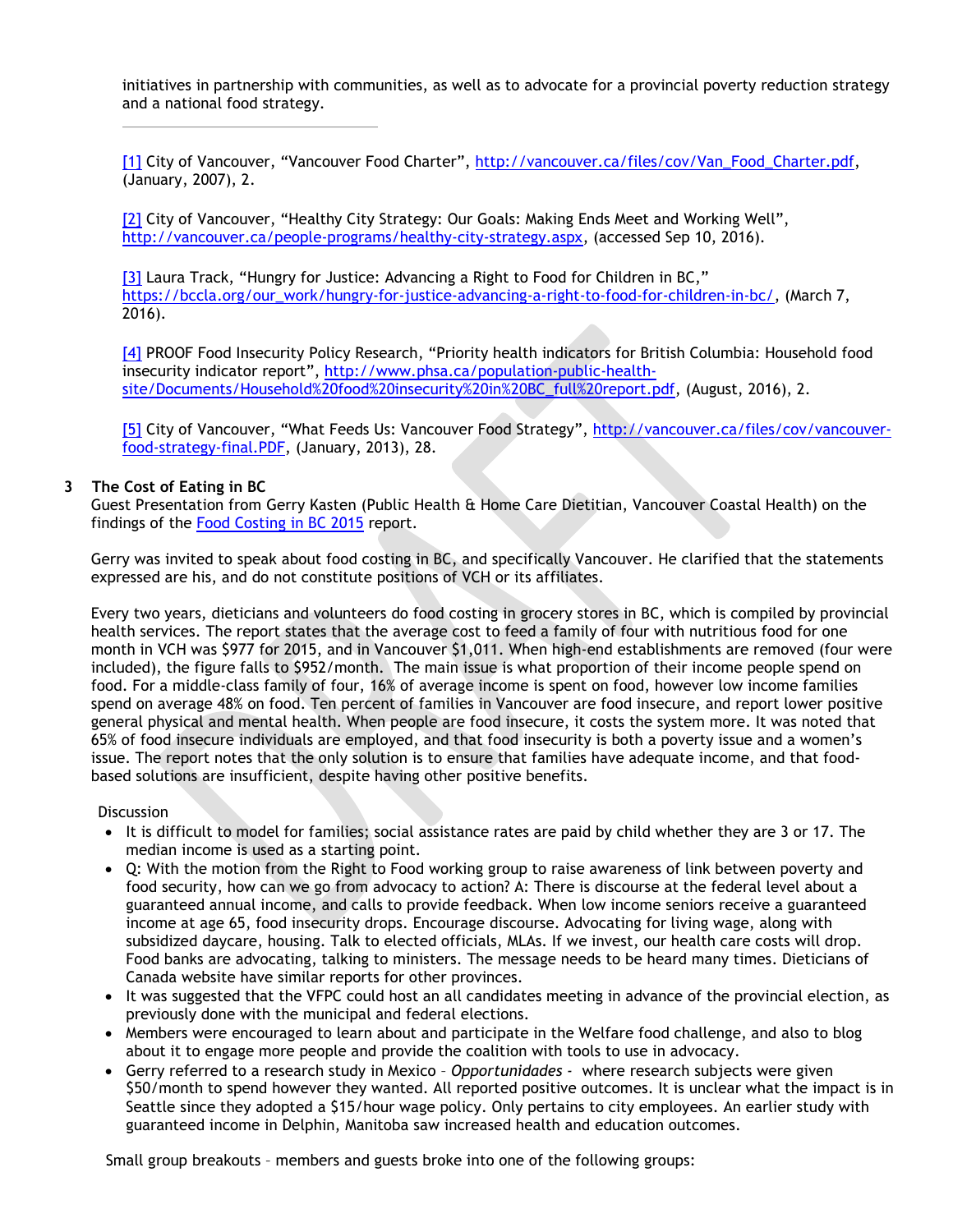initiatives in partnership with communities, as well as to advocate for a provincial poverty reduction strategy and a national food strategy.

---

[1] City of Vancouver, "Vancouver Food Charter", http://vancouver.ca/files/cov/Van_Food_Charter.pdf, (January, 2007), 2.

[2] City of Vancouver, "Healthy City Strategy: Our Goals: Making Ends Meet and Working Well", http://vancouver.ca/people-programs/healthy-city-strategy.aspx, (accessed Sep 10, 2016).

[3] Laura Track, "Hungry for Justice: Advancing a Right to Food for Children in BC," https://bccla.org/our_work/hungry-for-justice-advancing-a-right-to-food-for-children-in-bc/, (March 7, 2016).

[4] PROOF Food Insecurity Policy Research, "Priority health indicators for British Columbia: Household food insecurity indicator report", http://www.phsa.ca/population-public-health-site/Documents/Household%20food%20insecurity%20in%20BC_full%20report.pdf, (August, 2016), 2.

[5] City of Vancouver, "What Feeds Us: Vancouver Food Strategy", http://vancouver.ca/files/cov/vancouver-food-strategy-final.PDF, (January, 2013), 28.

## 3 The Cost of Eating in BC

Guest Presentation from Gerry Kasten (Public Health & Home Care Dietitian, Vancouver Coastal Health) on the findings of the Food Costing in BC 2015 report.

Gerry was invited to speak about food costing in BC, and specifically Vancouver. He clarified that the statements expressed are his, and do not constitute positions of VCH or its affiliates.

Every two years, dieticians and volunteers do food costing in grocery stores in BC, which is compiled by provincial health services. The report states that the average cost to feed a family of four with nutritious food for one month in VCH was $977 for 2015, and in Vancouver $1,011. When high-end establishments are removed (four were included), the figure falls to $952/month. The main issue is what proportion of their income people spend on food. For a middle-class family of four, 16% of average income is spent on food, however low income families spend on average 48% on food. Ten percent of families in Vancouver are food insecure, and report lower positive general physical and mental health. When people are food insecure, it costs the system more. It was noted that 65% of food insecure individuals are employed, and that food insecurity is both a poverty issue and a women's issue. The report notes that the only solution is to ensure that families have adequate income, and that food-based solutions are insufficient, despite having other positive benefits.

Discussion

- It is difficult to model for families; social assistance rates are paid by child whether they are 3 or 17. The median income is used as a starting point.
- Q: With the motion from the Right to Food working group to raise awareness of link between poverty and food security, how can we go from advocacy to action? A: There is discourse at the federal level about a guaranteed annual income, and calls to provide feedback. When low income seniors receive a guaranteed income at age 65, food insecurity drops. Encourage discourse. Advocating for living wage, along with subsidized daycare, housing. Talk to elected officials, MLAs. If we invest, our health care costs will drop. Food banks are advocating, talking to ministers. The message needs to be heard many times. Dieticians of Canada website have similar reports for other provinces.
- It was suggested that the VFPC could host an all candidates meeting in advance of the provincial election, as previously done with the municipal and federal elections.
- Members were encouraged to learn about and participate in the Welfare food challenge, and also to blog about it to engage more people and provide the coalition with tools to use in advocacy.
- Gerry referred to a research study in Mexico – *Opportunidades* - where research subjects were given $50/month to spend however they wanted. All reported positive outcomes. It is unclear what the impact is in Seattle since they adopted a $15/hour wage policy. Only pertains to city employees. An earlier study with guaranteed income in Delphin, Manitoba saw increased health and education outcomes.

Small group breakouts – members and guests broke into one of the following groups: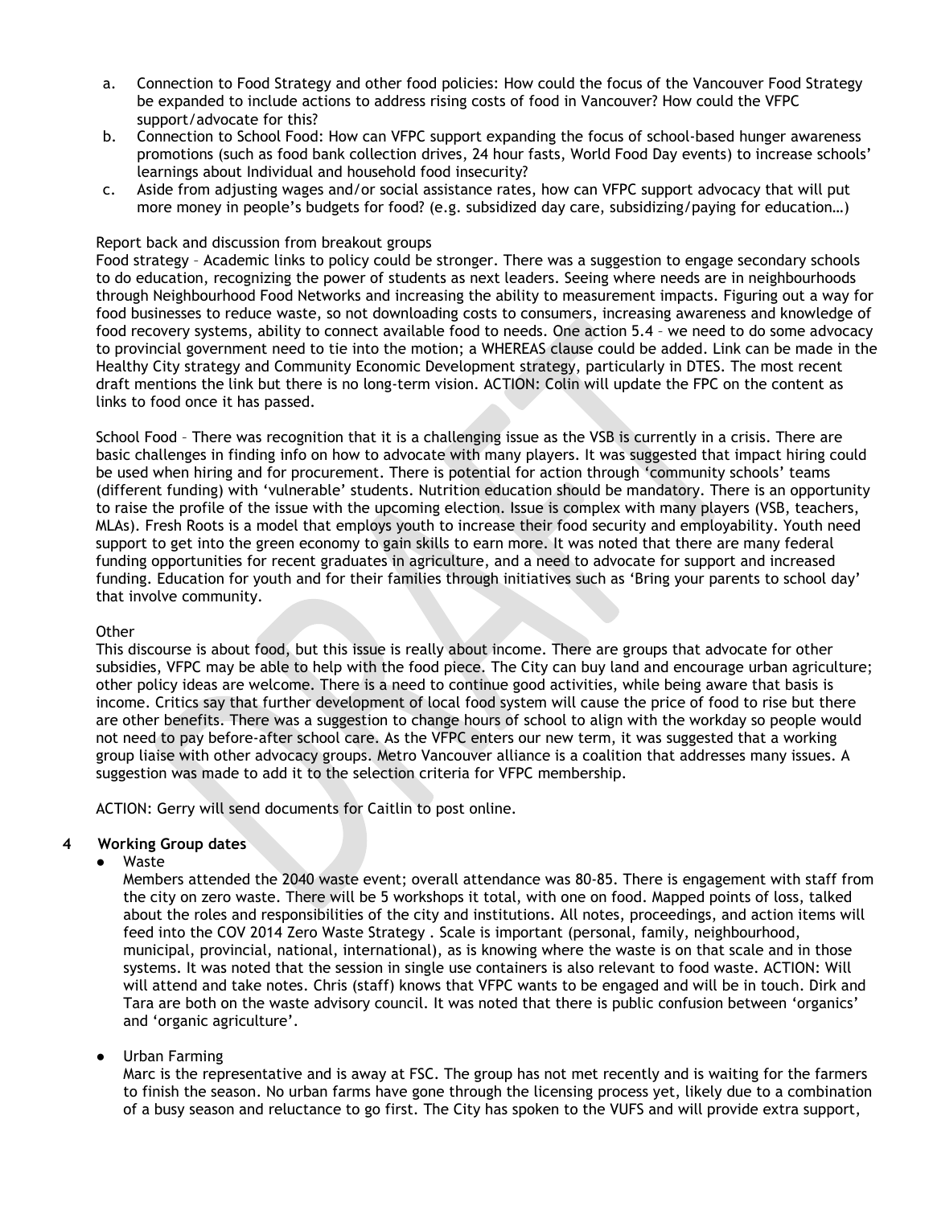a. Connection to Food Strategy and other food policies: How could the focus of the Vancouver Food Strategy be expanded to include actions to address rising costs of food in Vancouver? How could the VFPC support/advocate for this?
b. Connection to School Food: How can VFPC support expanding the focus of school-based hunger awareness promotions (such as food bank collection drives, 24 hour fasts, World Food Day events) to increase schools' learnings about Individual and household food insecurity?
c. Aside from adjusting wages and/or social assistance rates, how can VFPC support advocacy that will put more money in people's budgets for food? (e.g. subsidized day care, subsidizing/paying for education…)

Report back and discussion from breakout groups
Food strategy – Academic links to policy could be stronger. There was a suggestion to engage secondary schools to do education, recognizing the power of students as next leaders. Seeing where needs are in neighbourhoods through Neighbourhood Food Networks and increasing the ability to measurement impacts. Figuring out a way for food businesses to reduce waste, so not downloading costs to consumers, increasing awareness and knowledge of food recovery systems, ability to connect available food to needs. One action 5.4 – we need to do some advocacy to provincial government need to tie into the motion; a WHEREAS clause could be added. Link can be made in the Healthy City strategy and Community Economic Development strategy, particularly in DTES. The most recent draft mentions the link but there is no long-term vision. ACTION: Colin will update the FPC on the content as links to food once it has passed.

School Food – There was recognition that it is a challenging issue as the VSB is currently in a crisis. There are basic challenges in finding info on how to advocate with many players. It was suggested that impact hiring could be used when hiring and for procurement. There is potential for action through 'community schools' teams (different funding) with 'vulnerable' students. Nutrition education should be mandatory. There is an opportunity to raise the profile of the issue with the upcoming election. Issue is complex with many players (VSB, teachers, MLAs). Fresh Roots is a model that employs youth to increase their food security and employability. Youth need support to get into the green economy to gain skills to earn more. It was noted that there are many federal funding opportunities for recent graduates in agriculture, and a need to advocate for support and increased funding. Education for youth and for their families through initiatives such as 'Bring your parents to school day' that involve community.

Other
This discourse is about food, but this issue is really about income. There are groups that advocate for other subsidies, VFPC may be able to help with the food piece. The City can buy land and encourage urban agriculture; other policy ideas are welcome. There is a need to continue good activities, while being aware that basis is income. Critics say that further development of local food system will cause the price of food to rise but there are other benefits. There was a suggestion to change hours of school to align with the workday so people would not need to pay before-after school care. As the VFPC enters our new term, it was suggested that a working group liaise with other advocacy groups. Metro Vancouver alliance is a coalition that addresses many issues. A suggestion was made to add it to the selection criteria for VFPC membership.

ACTION: Gerry will send documents for Caitlin to post online.

## 4 Working Group dates

- Waste

  Members attended the 2040 waste event; overall attendance was 80-85. There is engagement with staff from the city on zero waste. There will be 5 workshops it total, with one on food. Mapped points of loss, talked about the roles and responsibilities of the city and institutions. All notes, proceedings, and action items will feed into the COV 2014 Zero Waste Strategy . Scale is important (personal, family, neighbourhood, municipal, provincial, national, international), as is knowing where the waste is on that scale and in those systems. It was noted that the session in single use containers is also relevant to food waste. ACTION: Will will attend and take notes. Chris (staff) knows that VFPC wants to be engaged and will be in touch. Dirk and Tara are both on the waste advisory council. It was noted that there is public confusion between 'organics' and 'organic agriculture'.

- Urban Farming

  Marc is the representative and is away at FSC. The group has not met recently and is waiting for the farmers to finish the season. No urban farms have gone through the licensing process yet, likely due to a combination of a busy season and reluctance to go first. The City has spoken to the VUFS and will provide extra support,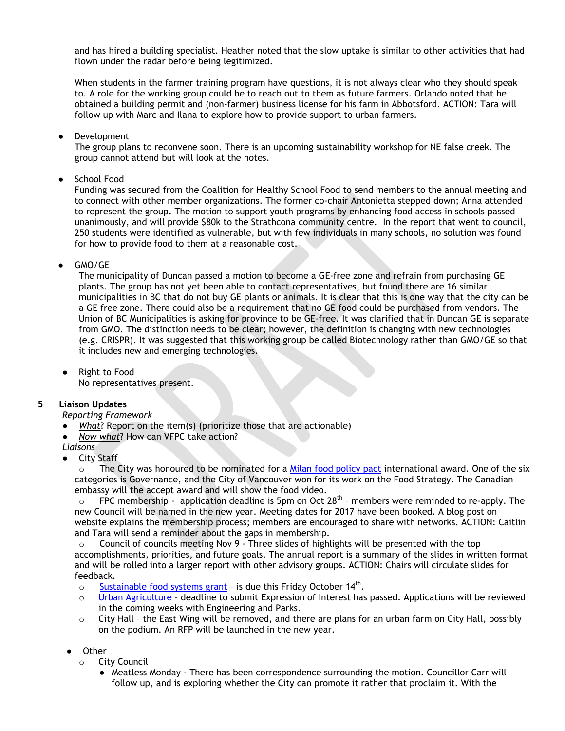and has hired a building specialist. Heather noted that the slow uptake is similar to other activities that had flown under the radar before being legitimized.

When students in the farmer training program have questions, it is not always clear who they should speak to. A role for the working group could be to reach out to them as future farmers. Orlando noted that he obtained a building permit and (non-farmer) business license for his farm in Abbotsford. ACTION: Tara will follow up with Marc and Ilana to explore how to provide support to urban farmers.

- Development
  The group plans to reconvene soon. There is an upcoming sustainability workshop for NE false creek. The group cannot attend but will look at the notes.

- School Food
  Funding was secured from the Coalition for Healthy School Food to send members to the annual meeting and to connect with other member organizations. The former co-chair Antonietta stepped down; Anna attended to represent the group. The motion to support youth programs by enhancing food access in schools passed unanimously, and will provide $80k to the Strathcona community centre. In the report that went to council, 250 students were identified as vulnerable, but with few individuals in many schools, no solution was found for how to provide food to them at a reasonable cost.

- GMO/GE
  The municipality of Duncan passed a motion to become a GE-free zone and refrain from purchasing GE plants. The group has not yet been able to contact representatives, but found there are 16 similar municipalities in BC that do not buy GE plants or animals. It is clear that this is one way that the city can be a GE free zone. There could also be a requirement that no GE food could be purchased from vendors. The Union of BC Municipalities is asking for province to be GE-free. It was clarified that in Duncan GE is separate from GMO. The distinction needs to be clear; however, the definition is changing with new technologies (e.g. CRISPR). It was suggested that this working group be called Biotechnology rather than GMO/GE so that it includes new and emerging technologies.

- Right to Food
  No representatives present.

**5 Liaison Updates**

*Reporting Framework*

- *What*? Report on the item(s) (prioritize those that are actionable)
- *Now what*? How can VFPC take action?

*Liaisons*

- City Staff
  - The City was honoured to be nominated for a Milan food policy pact international award. One of the six categories is Governance, and the City of Vancouver won for its work on the Food Strategy. The Canadian embassy will the accept award and will show the food video.
  - FPC membership - application deadline is 5pm on Oct 28th – members were reminded to re-apply. The new Council will be named in the new year. Meeting dates for 2017 have been booked. A blog post on website explains the membership process; members are encouraged to share with networks. ACTION: Caitlin and Tara will send a reminder about the gaps in membership.
  - Council of councils meeting Nov 9 - Three slides of highlights will be presented with the top accomplishments, priorities, and future goals. The annual report is a summary of the slides in written format and will be rolled into a larger report with other advisory groups. ACTION: Chairs will circulate slides for feedback.
  - Sustainable food systems grant – is due this Friday October 14th.
  - Urban Agriculture – deadline to submit Expression of Interest has passed. Applications will be reviewed in the coming weeks with Engineering and Parks.
  - City Hall – the East Wing will be removed, and there are plans for an urban farm on City Hall, possibly on the podium. An RFP will be launched in the new year.

- Other
  - City Council
    - Meatless Monday - There has been correspondence surrounding the motion. Councillor Carr will follow up, and is exploring whether the City can promote it rather that proclaim it. With the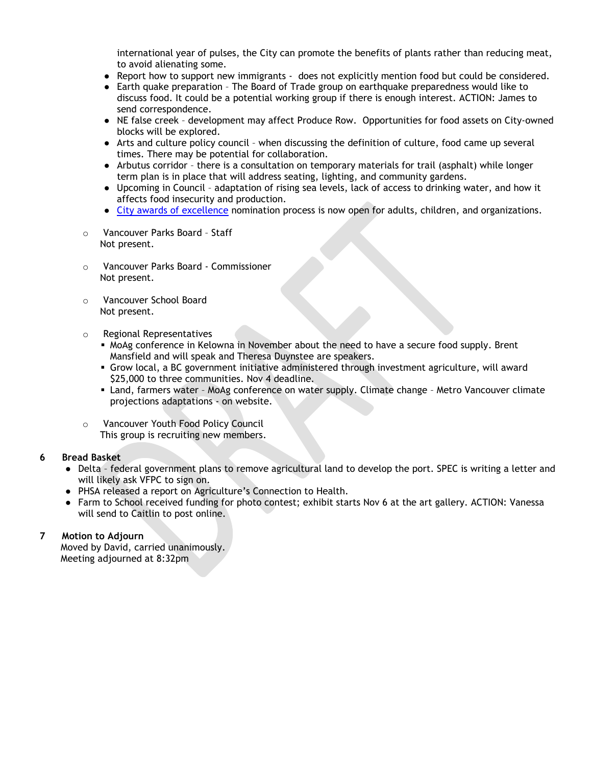international year of pulses, the City can promote the benefits of plants rather than reducing meat, to avoid alienating some.

- Report how to support new immigrants - does not explicitly mention food but could be considered.
- Earth quake preparation – The Board of Trade group on earthquake preparedness would like to discuss food. It could be a potential working group if there is enough interest. ACTION: James to send correspondence.
- NE false creek – development may affect Produce Row. Opportunities for food assets on City-owned blocks will be explored.
- Arts and culture policy council – when discussing the definition of culture, food came up several times. There may be potential for collaboration.
- Arbutus corridor – there is a consultation on temporary materials for trail (asphalt) while longer term plan is in place that will address seating, lighting, and community gardens.
- Upcoming in Council – adaptation of rising sea levels, lack of access to drinking water, and how it affects food insecurity and production.
- City awards of excellence nomination process is now open for adults, children, and organizations.

- Vancouver Parks Board – Staff
  Not present.

- Vancouver Parks Board - Commissioner
  Not present.

- Vancouver School Board
  Not present.

- Regional Representatives
  - MoAg conference in Kelowna in November about the need to have a secure food supply. Brent Mansfield and will speak and Theresa Duynstee are speakers.
  - Grow local, a BC government initiative administered through investment agriculture, will award $25,000 to three communities. Nov 4 deadline.
  - Land, farmers water – MoAg conference on water supply. Climate change – Metro Vancouver climate projections adaptations - on website.

- Vancouver Youth Food Policy Council
  This group is recruiting new members.

**6 Bread Basket**

- Delta – federal government plans to remove agricultural land to develop the port. SPEC is writing a letter and will likely ask VFPC to sign on.
- PHSA released a report on Agriculture's Connection to Health.
- Farm to School received funding for photo contest; exhibit starts Nov 6 at the art gallery. ACTION: Vanessa will send to Caitlin to post online.

**7 Motion to Adjourn**

Moved by David, carried unanimously.
Meeting adjourned at 8:32pm